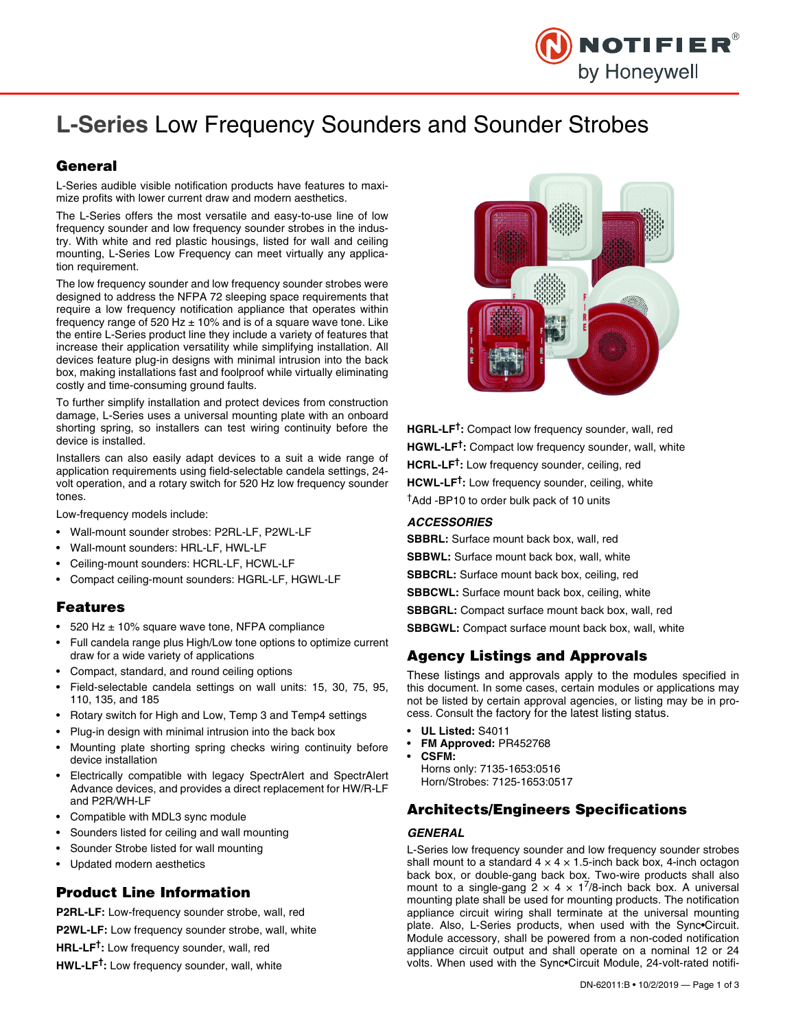# L-Series Low Frequency Sounders and Sounder Strobes

## General

L-Series audible visible notification products have features to maximize profits with lower current draw and modern aesthetics.

The L-Series offers the most versatile and easy-to-use line of low frequency sounder and low frequency sounder strobes in the industry. With white and red plastic housings, listed for wall and ceiling mounting, L-Series Low Frequency can meet virtually any application requirement.

The low frequency sounder and low frequency sounder strobes were designed to address the NFPA 72 sleeping space requirements that require a low frequency notification appliance that operates within frequency range of 520 Hz ± 10% and is of a square wave tone. Like the entire L-Series product line they include a variety of features that increase their application versatility while simplifying installation. All devices feature plug-in designs with minimal intrusion into the back box, making installations fast and foolproof while virtually eliminating costly and time-consuming ground faults.

To further simplify installation and protect devices from construction damage, L-Series uses a universal mounting plate with an onboard shorting spring, so installers can test wiring continuity before the device is installed.

Installers can also easily adapt devices to a suit a wide range of application requirements using field-selectable candela settings, 24-volt operation, and a rotary switch for 520 Hz low frequency sounder tones.

Low-frequency models include:

- Wall-mount sounder strobes: P2RL-LF, P2WL-LF
- Wall-mount sounders: HRL-LF, HWL-LF
- Ceiling-mount sounders: HCRL-LF, HCWL-LF
- Compact ceiling-mount sounders: HGRL-LF, HGWL-LF

## Features

- 520 Hz ± 10% square wave tone, NFPA compliance
- Full candela range plus High/Low tone options to optimize current draw for a wide variety of applications
- Compact, standard, and round ceiling options
- Field-selectable candela settings on wall units: 15, 30, 75, 95, 110, 135, and 185
- Rotary switch for High and Low, Temp 3 and Temp4 settings
- Plug-in design with minimal intrusion into the back box
- Mounting plate shorting spring checks wiring continuity before device installation
- Electrically compatible with legacy SpectrAlert and SpectrAlert Advance devices, and provides a direct replacement for HW/R-LF and P2R/WH-LF
- Compatible with MDL3 sync module
- Sounders listed for ceiling and wall mounting
- Sounder Strobe listed for wall mounting
- Updated modern aesthetics

## Product Line Information

**P2RL-LF:** Low-frequency sounder strobe, wall, red

**P2WL-LF:** Low frequency sounder strobe, wall, white

**HRL-LF†:** Low frequency sounder, wall, red

**HWL-LF†:** Low frequency sounder, wall, white

**HGRL-LF†:** Compact low frequency sounder, wall, red

**HGWL-LF†:** Compact low frequency sounder, wall, white

**HCRL-LF†:** Low frequency sounder, ceiling, red

**HCWL-LF†:** Low frequency sounder, ceiling, white

†Add -BP10 to order bulk pack of 10 units

### *ACCESSORIES*

**SBBRL:** Surface mount back box, wall, red

**SBBWL:** Surface mount back box, wall, white

**SBBCRL:** Surface mount back box, ceiling, red

**SBBCWL:** Surface mount back box, ceiling, white

**SBBGRL:** Compact surface mount back box, wall, red

**SBBGWL:** Compact surface mount back box, wall, white

## Agency Listings and Approvals

These listings and approvals apply to the modules specified in this document. In some cases, certain modules or applications may not be listed by certain approval agencies, or listing may be in process. Consult the factory for the latest listing status.

- **UL Listed:** S4011
- **FM Approved:** PR452768
- **CSFM:**
  Horns only: 7135-1653:0516
  Horn/Strobes: 7125-1653:0517

## Architects/Engineers Specifications

### *GENERAL*

L-Series low frequency sounder and low frequency sounder strobes shall mount to a standard 4 × 4 × 1.5-inch back box, 4-inch octagon back box, or double-gang back box. Two-wire products shall also mount to a single-gang 2 × 4 × 1$^{7}/_{8}$-inch back box. A universal mounting plate shall be used for mounting products. The notification appliance circuit wiring shall terminate at the universal mounting plate. Also, L-Series products, when used with the Sync•Circuit. Module accessory, shall be powered from a non-coded notification appliance circuit output and shall operate on a nominal 12 or 24 volts. When used with the Sync•Circuit Module, 24-volt-rated notifi-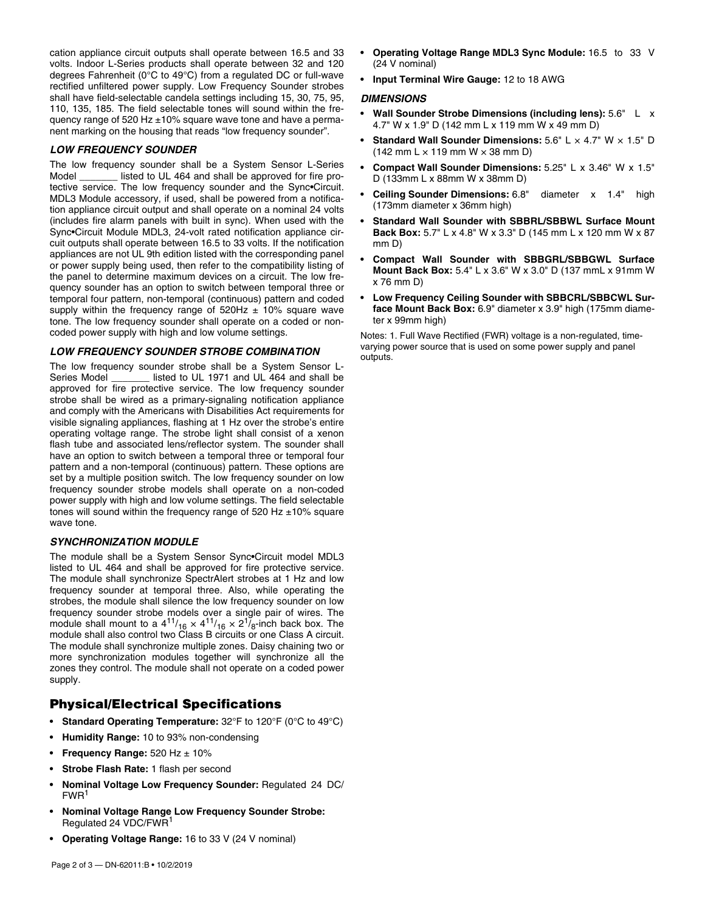cation appliance circuit outputs shall operate between 16.5 and 33 volts. Indoor L-Series products shall operate between 32 and 120 degrees Fahrenheit (0°C to 49°C) from a regulated DC or full-wave rectified unfiltered power supply. Low Frequency Sounder strobes shall have field-selectable candela settings including 15, 30, 75, 95, 110, 135, 185. The field selectable tones will sound within the frequency range of 520 Hz ±10% square wave tone and have a permanent marking on the housing that reads "low frequency sounder".

### *LOW FREQUENCY SOUNDER*

The low frequency sounder shall be a System Sensor L-Series Model _______ listed to UL 464 and shall be approved for fire protective service. The low frequency sounder and the Sync•Circuit. MDL3 Module accessory, if used, shall be powered from a notification appliance circuit output and shall operate on a nominal 24 volts (includes fire alarm panels with built in sync). When used with the Sync•Circuit Module MDL3, 24-volt rated notification appliance circuit outputs shall operate between 16.5 to 33 volts. If the notification appliances are not UL 9th edition listed with the corresponding panel or power supply being used, then refer to the compatibility listing of the panel to determine maximum devices on a circuit. The low frequency sounder has an option to switch between temporal three or temporal four pattern, non-temporal (continuous) pattern and coded supply within the frequency range of 520Hz ± 10% square wave tone. The low frequency sounder shall operate on a coded or non-coded power supply with high and low volume settings.

### *LOW FREQUENCY SOUNDER STROBE COMBINATION*

The low frequency sounder strobe shall be a System Sensor L-Series Model _______ listed to UL 1971 and UL 464 and shall be approved for fire protective service. The low frequency sounder strobe shall be wired as a primary-signaling notification appliance and comply with the Americans with Disabilities Act requirements for visible signaling appliances, flashing at 1 Hz over the strobe's entire operating voltage range. The strobe light shall consist of a xenon flash tube and associated lens/reflector system. The sounder shall have an option to switch between a temporal three or temporal four pattern and a non-temporal (continuous) pattern. These options are set by a multiple position switch. The low frequency sounder on low frequency sounder strobe models shall operate on a non-coded power supply with high and low volume settings. The field selectable tones will sound within the frequency range of 520 Hz ±10% square wave tone.

### *SYNCHRONIZATION MODULE*

The module shall be a System Sensor Sync•Circuit model MDL3 listed to UL 464 and shall be approved for fire protective service. The module shall synchronize SpectrAlert strobes at 1 Hz and low frequency sounder at temporal three. Also, while operating the strobes, the module shall silence the low frequency sounder on low frequency sounder strobe models over a single pair of wires. The module shall mount to a $4^{11}/_{16} \times 4^{11}/_{16} \times 2^{1}/_{8}$-inch back box. The module shall also control two Class B circuits or one Class A circuit. The module shall synchronize multiple zones. Daisy chaining two or more synchronization modules together will synchronize all the zones they control. The module shall not operate on a coded power supply.

## Physical/Electrical Specifications

- **Standard Operating Temperature:** 32°F to 120°F (0°C to 49°C)
- **Humidity Range:** 10 to 93% non-condensing
- **Frequency Range:** 520 Hz ± 10%
- **Strobe Flash Rate:** 1 flash per second
- **Nominal Voltage Low Frequency Sounder:** Regulated 24 DC/FWR[1]
- **Nominal Voltage Range Low Frequency Sounder Strobe:** Regulated 24 VDC/FWR[1]
- **Operating Voltage Range:** 16 to 33 V (24 V nominal)
- **Operating Voltage Range MDL3 Sync Module:** 16.5 to 33 V (24 V nominal)
- **Input Terminal Wire Gauge:** 12 to 18 AWG

### *DIMENSIONS*

- **Wall Sounder Strobe Dimensions (including lens):** 5.6" L x 4.7" W x 1.9" D (142 mm L x 119 mm W x 49 mm D)
- **Standard Wall Sounder Dimensions:** 5.6" L × 4.7" W × 1.5" D (142 mm L × 119 mm W × 38 mm D)
- **Compact Wall Sounder Dimensions:** 5.25" L x 3.46" W x 1.5" D (133mm L x 88mm W x 38mm D)
- **Ceiling Sounder Dimensions:** 6.8" diameter x 1.4" high (173mm diameter x 36mm high)
- **Standard Wall Sounder with SBBRL/SBBWL Surface Mount Back Box:** 5.7" L x 4.8" W x 3.3" D (145 mm L x 120 mm W x 87 mm D)
- **Compact Wall Sounder with SBBGRL/SBBGWL Surface Mount Back Box:** 5.4" L x 3.6" W x 3.0" D (137 mmL x 91mm W x 76 mm D)
- **Low Frequency Ceiling Sounder with SBBCRL/SBBCWL Surface Mount Back Box:** 6.9" diameter x 3.9" high (175mm diameter x 99mm high)

Notes: 1. Full Wave Rectified (FWR) voltage is a non-regulated, time-varying power source that is used on some power supply and panel outputs.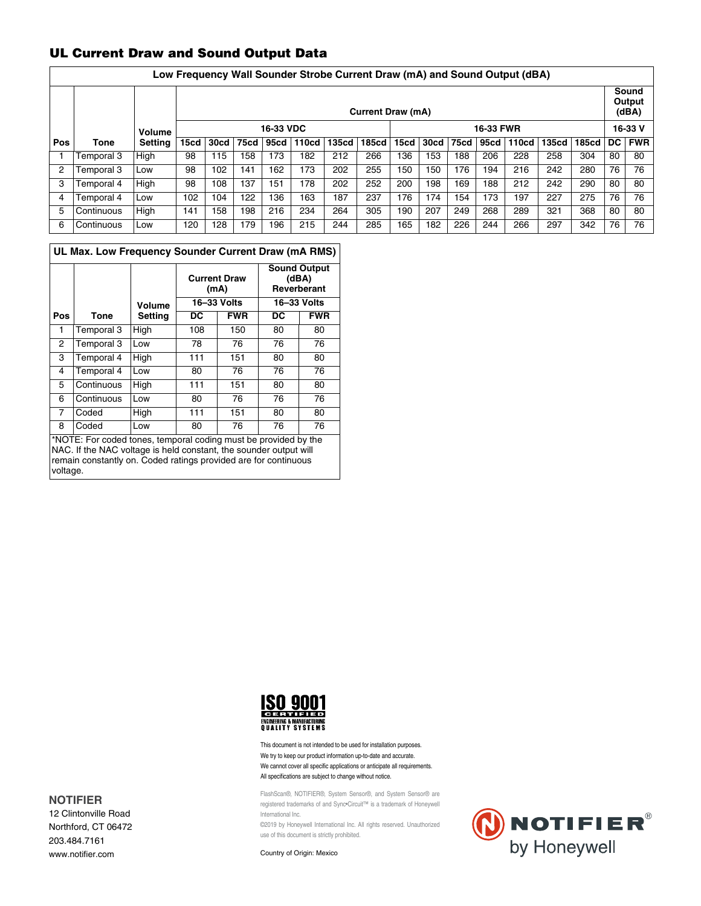## UL Current Draw and Sound Output Data

| Low Frequency Wall Sounder Strobe Current Draw (mA) and Sound Output (dBA) | | | | | | | | | | | | | | | | | | | |
|---|---|---|---|---|---|---|---|---|---|---|---|---|---|---|---|---|---|---|---|
| | | | Current Draw (mA) | | | | | | | | | | | | | | | Sound Output (dBA) | |
| | | Volume | 16-33 VDC | | | | | | | 16-33 FWR | | | | | | | | 16-33 V | |
| Pos | Tone | Setting | 15cd | 30cd | 75cd | 95cd | 110cd | 135cd | 185cd | 15cd | 30cd | 75cd | 95cd | 110cd | 135cd | 185cd | | DC | FWR |
| 1 | Temporal 3 | High | 98 | 115 | 158 | 173 | 182 | 212 | 266 | 136 | 153 | 188 | 206 | 228 | 258 | 304 | | 80 | 80 |
| 2 | Temporal 3 | Low | 98 | 102 | 141 | 162 | 173 | 202 | 255 | 150 | 150 | 176 | 194 | 216 | 242 | 280 | | 76 | 76 |
| 3 | Temporal 4 | High | 98 | 108 | 137 | 151 | 178 | 202 | 252 | 200 | 198 | 169 | 188 | 212 | 242 | 290 | | 80 | 80 |
| 4 | Temporal 4 | Low | 102 | 104 | 122 | 136 | 163 | 187 | 237 | 176 | 174 | 154 | 173 | 197 | 227 | 275 | | 76 | 76 |
| 5 | Continuous | High | 141 | 158 | 198 | 216 | 234 | 264 | 305 | 190 | 207 | 249 | 268 | 289 | 321 | 368 | | 80 | 80 |
| 6 | Continuous | Low | 120 | 128 | 179 | 196 | 215 | 244 | 285 | 165 | 182 | 226 | 244 | 266 | 297 | 342 | | 76 | 76 |

| UL Max. Low Frequency Sounder Current Draw (mA RMS) | | | | | | |
|---|---|---|---|---|---|---|
| | | | Current Draw (mA) | | Sound Output (dBA) Reverberant | |
| | | Volume | 16–33 Volts | | 16–33 Volts | |
| Pos | Tone | Setting | DC | FWR | DC | FWR |
| 1 | Temporal 3 | High | 108 | 150 | 80 | 80 |
| 2 | Temporal 3 | Low | 78 | 76 | 76 | 76 |
| 3 | Temporal 4 | High | 111 | 151 | 80 | 80 |
| 4 | Temporal 4 | Low | 80 | 76 | 76 | 76 |
| 5 | Continuous | High | 111 | 151 | 80 | 80 |
| 6 | Continuous | Low | 80 | 76 | 76 | 76 |
| 7 | Coded | High | 111 | 151 | 80 | 80 |
| 8 | Coded | Low | 80 | 76 | 76 | 76 |

*NOTE: For coded tones, temporal coding must be provided by the NAC. If the NAC voltage is held constant, the sounder output will remain constantly on. Coded ratings provided are for continuous voltage.

ISO 9001 CERTIFIED ENGINEERING & MANUFACTURING QUALITY SYSTEMS

This document is not intended to be used for installation purposes.
We try to keep our product information up-to-date and accurate.
We cannot cover all specific applications or anticipate all requirements.
All specifications are subject to change without notice.

FlashScan®, NOTIFIER®, System Sensor®, and System Sensor® are registered trademarks of and Sync•Circuit™ is a trademark of Honeywell International Inc.
©2019 by Honeywell International Inc. All rights reserved. Unauthorized use of this document is strictly prohibited.

Country of Origin: Mexico

**NOTIFIER**
12 Clintonville Road
Northford, CT 06472
203.484.7161
www.notifier.com

NOTIFIER® by Honeywell